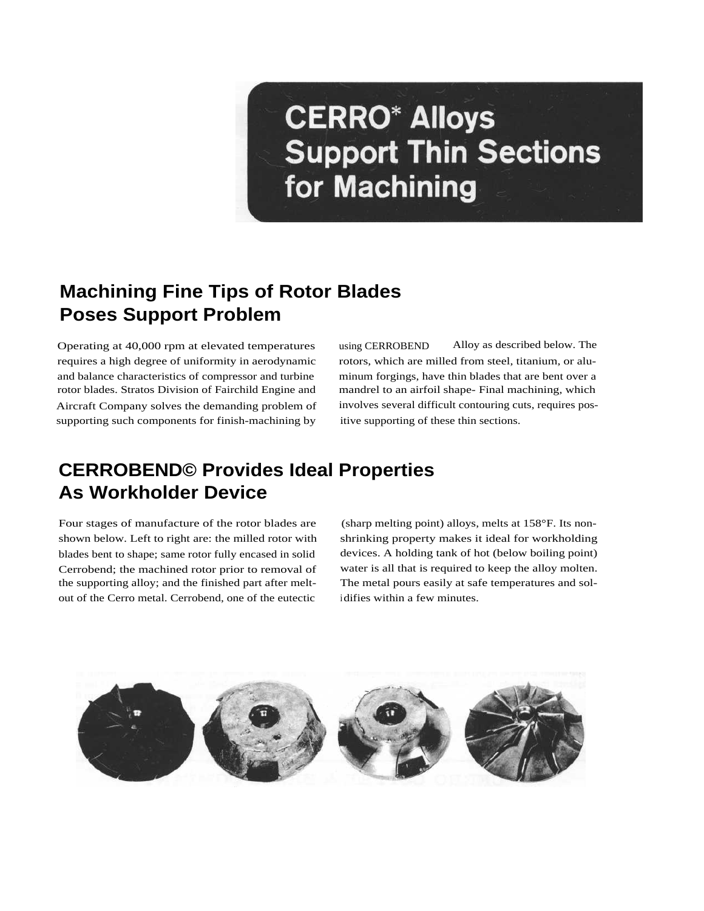# CERRO* Alloys Support Thin Sections for Machining

## Machining Fine Tips of Rotor Blades Poses Support Problem

Operating at 40,000 rpm at elevated temperatures requires a high degree of uniformity in aerodynamic and balance characteristics of compressor and turbine rotor blades. Stratos Division of Fairchild Engine and Aircraft Company solves the demanding problem of supporting such components for finish-machining by using CERROBEND Alloy as described below. The rotors, which are milled from steel, titanium, or aluminum forgings, have thin blades that are bent over a mandrel to an airfoil shape- Final machining, which involves several difficult contouring cuts, requires positive supporting of these thin sections.

## CERROBEND© Provides Ideal Properties As Workholder Device

Four stages of manufacture of the rotor blades are shown below. Left to right are: the milled rotor with blades bent to shape; same rotor fully encased in solid Cerrobend; the machined rotor prior to removal of the supporting alloy; and the finished part after melt-out of the Cerro metal. Cerrobend, one of the eutectic (sharp melting point) alloys, melts at 158°F. Its non-shrinking property makes it ideal for workholding devices. A holding tank of hot (below boiling point) water is all that is required to keep the alloy molten. The metal pours easily at safe temperatures and solidifies within a few minutes.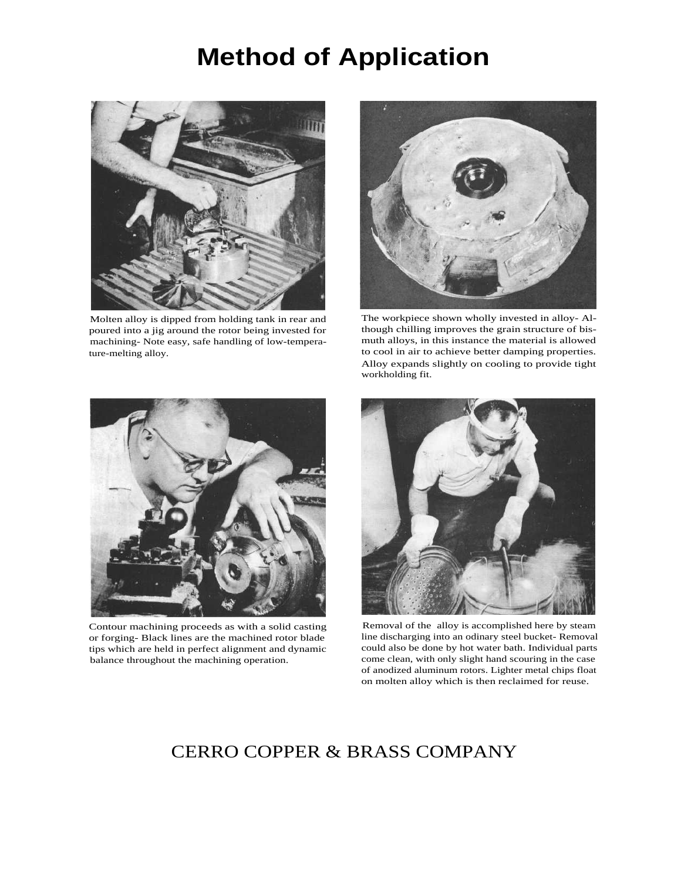# Method of Application

Molten alloy is dipped from holding tank in rear and poured into a jig around the rotor being invested for machining- Note easy, safe handling of low-temperature-melting alloy.

The workpiece shown wholly invested in alloy- Although chilling improves the grain structure of bismuth alloys, in this instance the material is allowed to cool in air to achieve better damping properties. Alloy expands slightly on cooling to provide tight workholding fit.

Contour machining proceeds as with a solid casting or forging- Black lines are the machined rotor blade tips which are held in perfect alignment and dynamic balance throughout the machining operation.

Removal of the alloy is accomplished here by steam line discharging into an odinary steel bucket- Removal could also be done by hot water bath. Individual parts come clean, with only slight hand scouring in the case of anodized aluminum rotors. Lighter metal chips float on molten alloy which is then reclaimed for reuse.

CERRO COPPER & BRASS COMPANY